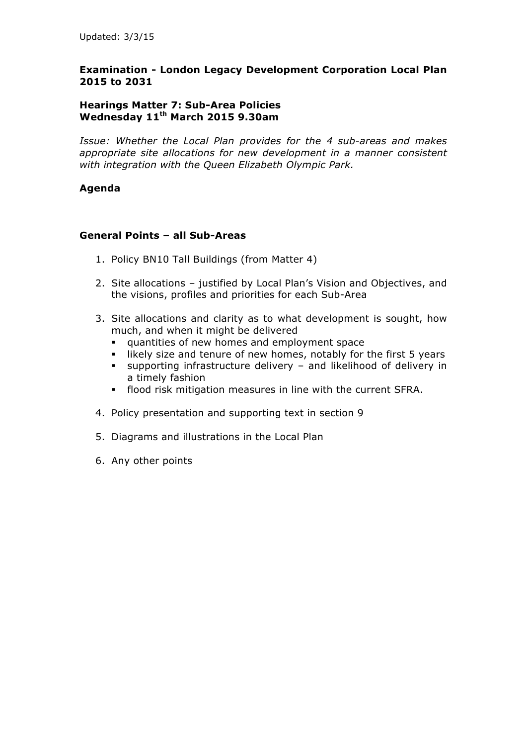Updated: 3/3/15

**Examination - London Legacy Development Corporation Local Plan 2015 to 2031**

**Hearings Matter 7: Sub-Area Policies**
**Wednesday 11th March 2015 9.30am**

*Issue: Whether the Local Plan provides for the 4 sub-areas and makes appropriate site allocations for new development in a manner consistent with integration with the Queen Elizabeth Olympic Park.*

**Agenda**

**General Points – all Sub-Areas**

1. Policy BN10 Tall Buildings (from Matter 4)
2. Site allocations – justified by Local Plan's Vision and Objectives, and the visions, profiles and priorities for each Sub-Area
3. Site allocations and clarity as to what development is sought, how much, and when it might be delivered
   - quantities of new homes and employment space
   - likely size and tenure of new homes, notably for the first 5 years
   - supporting infrastructure delivery – and likelihood of delivery in a timely fashion
   - flood risk mitigation measures in line with the current SFRA.
4. Policy presentation and supporting text in section 9
5. Diagrams and illustrations in the Local Plan
6. Any other points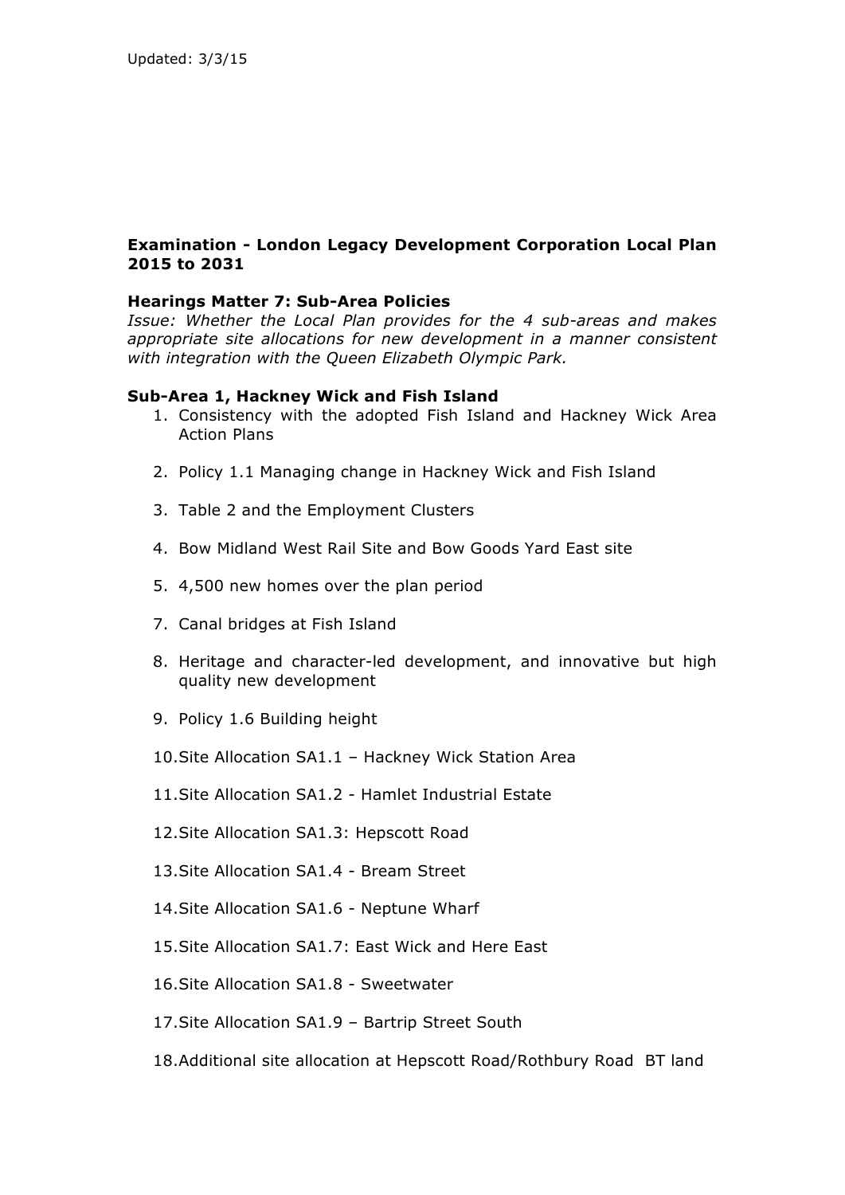Updated: 3/3/15

**Examination - London Legacy Development Corporation Local Plan 2015 to 2031**

**Hearings Matter 7: Sub-Area Policies**

*Issue: Whether the Local Plan provides for the 4 sub-areas and makes appropriate site allocations for new development in a manner consistent with integration with the Queen Elizabeth Olympic Park.*

**Sub-Area 1, Hackney Wick and Fish Island**

1. Consistency with the adopted Fish Island and Hackney Wick Area Action Plans
2. Policy 1.1 Managing change in Hackney Wick and Fish Island
3. Table 2 and the Employment Clusters
4. Bow Midland West Rail Site and Bow Goods Yard East site
5. 4,500 new homes over the plan period

7. Canal bridges at Fish Island
8. Heritage and character-led development, and innovative but high quality new development
9. Policy 1.6 Building height
10. Site Allocation SA1.1 – Hackney Wick Station Area
11. Site Allocation SA1.2 - Hamlet Industrial Estate
12. Site Allocation SA1.3: Hepscott Road
13. Site Allocation SA1.4 - Bream Street
14. Site Allocation SA1.6 - Neptune Wharf
15. Site Allocation SA1.7: East Wick and Here East
16. Site Allocation SA1.8 - Sweetwater
17. Site Allocation SA1.9 – Bartrip Street South
18. Additional site allocation at Hepscott Road/Rothbury Road BT land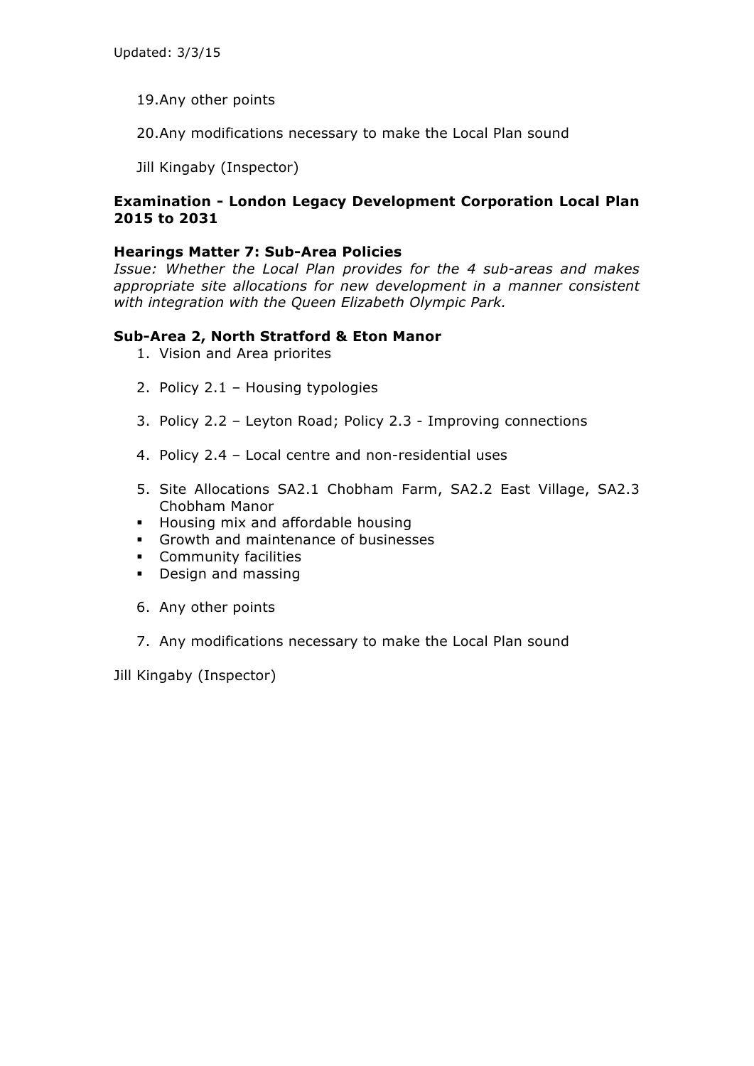19. Any other points

20. Any modifications necessary to make the Local Plan sound

Jill Kingaby (Inspector)

**Examination - London Legacy Development Corporation Local Plan 2015 to 2031**

**Hearings Matter 7: Sub-Area Policies**

*Issue: Whether the Local Plan provides for the 4 sub-areas and makes appropriate site allocations for new development in a manner consistent with integration with the Queen Elizabeth Olympic Park.*

**Sub-Area 2, North Stratford & Eton Manor**

1. Vision and Area priorites

2. Policy 2.1 – Housing typologies

3. Policy 2.2 – Leyton Road; Policy 2.3 - Improving connections

4. Policy 2.4 – Local centre and non-residential uses

5. Site Allocations SA2.1 Chobham Farm, SA2.2 East Village, SA2.3 Chobham Manor
   - Housing mix and affordable housing
   - Growth and maintenance of businesses
   - Community facilities
   - Design and massing

6. Any other points

7. Any modifications necessary to make the Local Plan sound

Jill Kingaby (Inspector)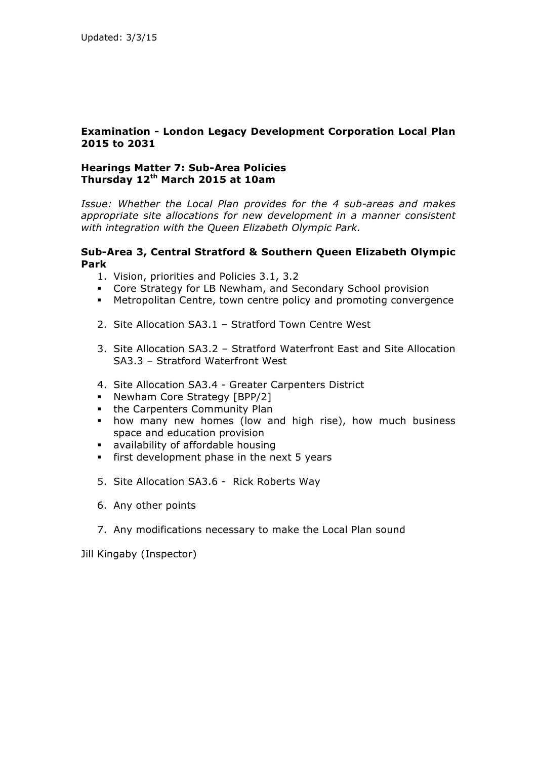Updated: 3/3/15

**Examination - London Legacy Development Corporation Local Plan 2015 to 2031**

**Hearings Matter 7: Sub-Area Policies**
**Thursday 12th March 2015 at 10am**

*Issue: Whether the Local Plan provides for the 4 sub-areas and makes appropriate site allocations for new development in a manner consistent with integration with the Queen Elizabeth Olympic Park.*

**Sub-Area 3, Central Stratford & Southern Queen Elizabeth Olympic Park**

1. Vision, priorities and Policies 3.1, 3.2
   - Core Strategy for LB Newham, and Secondary School provision
   - Metropolitan Centre, town centre policy and promoting convergence
2. Site Allocation SA3.1 – Stratford Town Centre West
3. Site Allocation SA3.2 – Stratford Waterfront East and Site Allocation SA3.3 – Stratford Waterfront West
4. Site Allocation SA3.4 - Greater Carpenters District
   - Newham Core Strategy [BPP/2]
   - the Carpenters Community Plan
   - how many new homes (low and high rise), how much business space and education provision
   - availability of affordable housing
   - first development phase in the next 5 years
5. Site Allocation SA3.6 - Rick Roberts Way
6. Any other points
7. Any modifications necessary to make the Local Plan sound

Jill Kingaby (Inspector)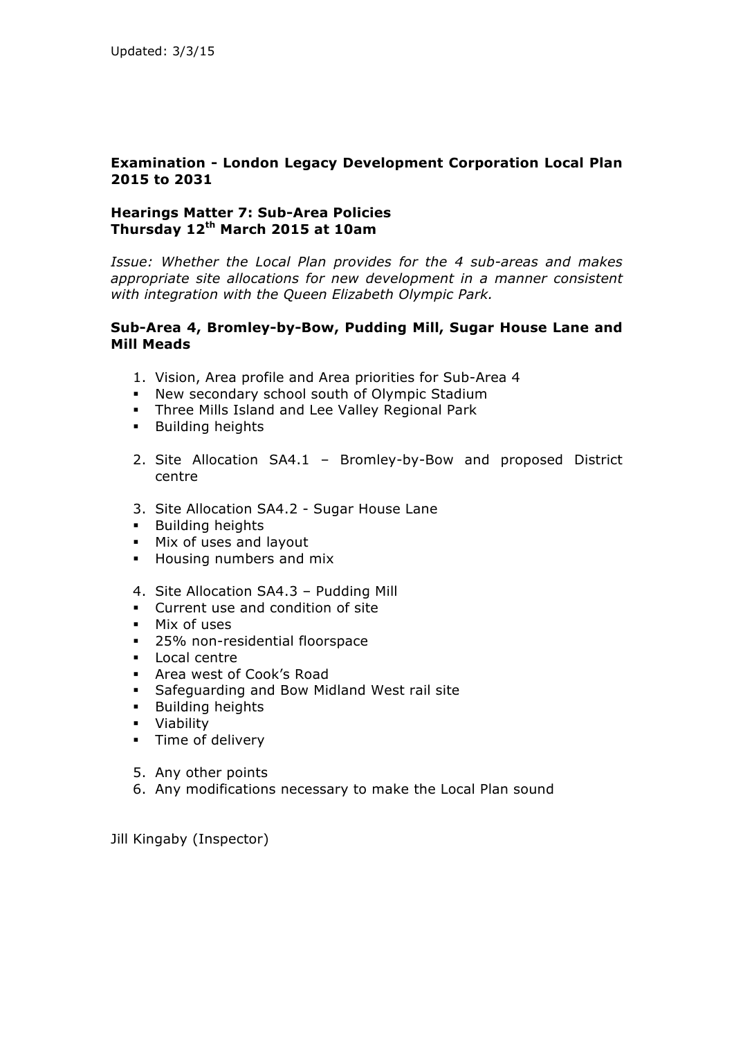Updated: 3/3/15

**Examination - London Legacy Development Corporation Local Plan 2015 to 2031**

**Hearings Matter 7: Sub-Area Policies**
**Thursday 12th March 2015 at 10am**

*Issue: Whether the Local Plan provides for the 4 sub-areas and makes appropriate site allocations for new development in a manner consistent with integration with the Queen Elizabeth Olympic Park.*

**Sub-Area 4, Bromley-by-Bow, Pudding Mill, Sugar House Lane and Mill Meads**

1. Vision, Area profile and Area priorities for Sub-Area 4
   - New secondary school south of Olympic Stadium
   - Three Mills Island and Lee Valley Regional Park
   - Building heights

2. Site Allocation SA4.1 – Bromley-by-Bow and proposed District centre

3. Site Allocation SA4.2 - Sugar House Lane
   - Building heights
   - Mix of uses and layout
   - Housing numbers and mix

4. Site Allocation SA4.3 – Pudding Mill
   - Current use and condition of site
   - Mix of uses
   - 25% non-residential floorspace
   - Local centre
   - Area west of Cook's Road
   - Safeguarding and Bow Midland West rail site
   - Building heights
   - Viability
   - Time of delivery

5. Any other points
6. Any modifications necessary to make the Local Plan sound

Jill Kingaby (Inspector)